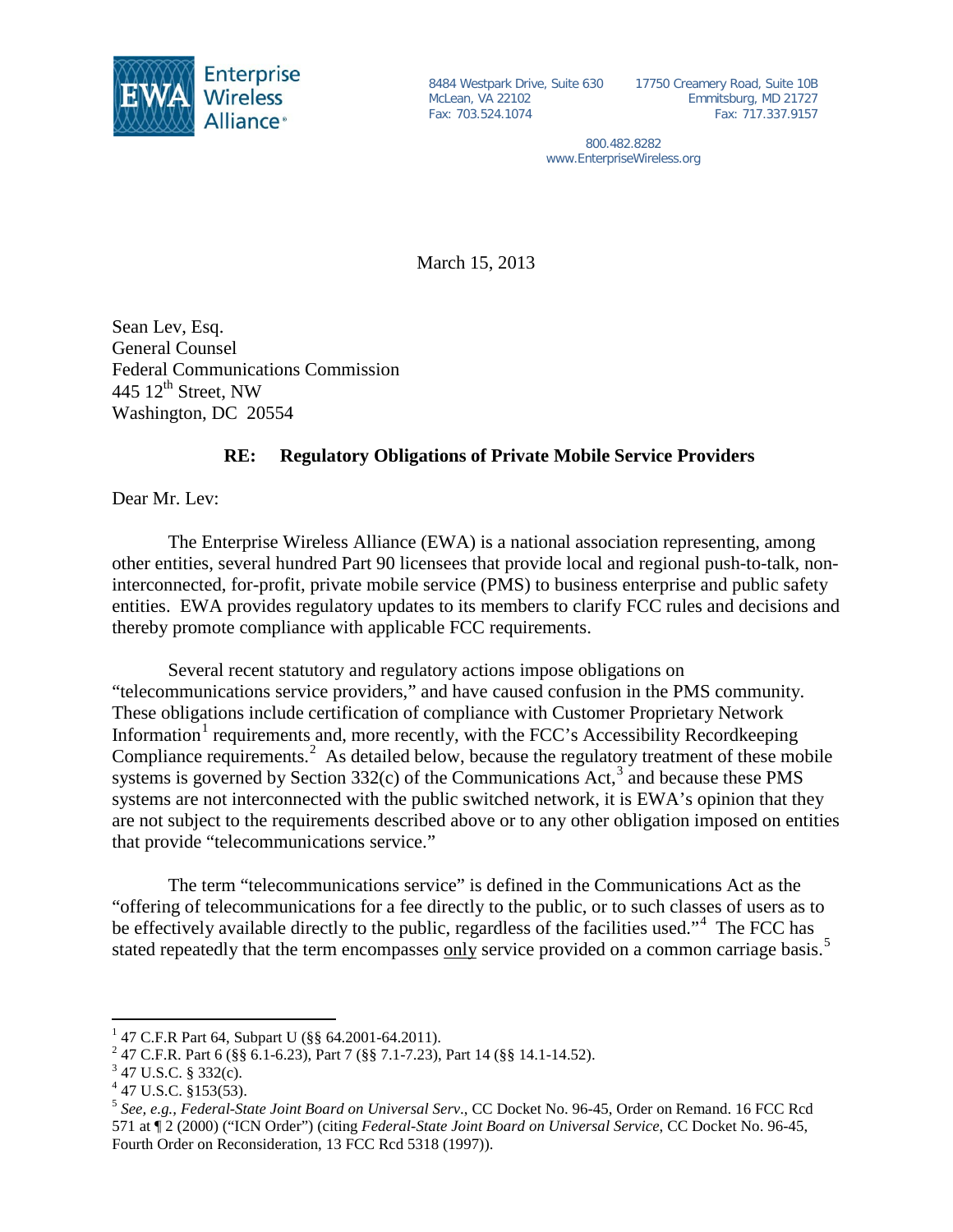Enterprise Wireless Alliance

8484 Westpark Drive, Suite 630
McLean, VA 22102
Fax: 703.524.1074

17750 Creamery Road, Suite 10B
Emmitsburg, MD 21727
Fax: 717.337.9157

800.482.8282
www.EnterpriseWireless.org

March 15, 2013

Sean Lev, Esq.
General Counsel
Federal Communications Commission
445 12th Street, NW
Washington, DC 20554

**RE: Regulatory Obligations of Private Mobile Service Providers**

Dear Mr. Lev:

The Enterprise Wireless Alliance (EWA) is a national association representing, among other entities, several hundred Part 90 licensees that provide local and regional push-to-talk, non-interconnected, for-profit, private mobile service (PMS) to business enterprise and public safety entities. EWA provides regulatory updates to its members to clarify FCC rules and decisions and thereby promote compliance with applicable FCC requirements.

Several recent statutory and regulatory actions impose obligations on "telecommunications service providers," and have caused confusion in the PMS community. These obligations include certification of compliance with Customer Proprietary Network Information[1] requirements and, more recently, with the FCC's Accessibility Recordkeeping Compliance requirements.[2] As detailed below, because the regulatory treatment of these mobile systems is governed by Section 332(c) of the Communications Act,[3] and because these PMS systems are not interconnected with the public switched network, it is EWA's opinion that they are not subject to the requirements described above or to any other obligation imposed on entities that provide "telecommunications service."

The term "telecommunications service" is defined in the Communications Act as the "offering of telecommunications for a fee directly to the public, or to such classes of users as to be effectively available directly to the public, regardless of the facilities used."[4] The FCC has stated repeatedly that the term encompasses only service provided on a common carriage basis.[5]

[1] 47 C.F.R Part 64, Subpart U (§§ 64.2001-64.2011).

[2] 47 C.F.R. Part 6 (§§ 6.1-6.23), Part 7 (§§ 7.1-7.23), Part 14 (§§ 14.1-14.52).

[3] 47 U.S.C. § 332(c).

[4] 47 U.S.C. §153(53).

[5] *See, e.g., Federal-State Joint Board on Universal Serv*., CC Docket No. 96-45, Order on Remand. 16 FCC Rcd 571 at ¶ 2 (2000) ("ICN Order") (citing *Federal-State Joint Board on Universal Service,* CC Docket No. 96-45, Fourth Order on Reconsideration, 13 FCC Rcd 5318 (1997)).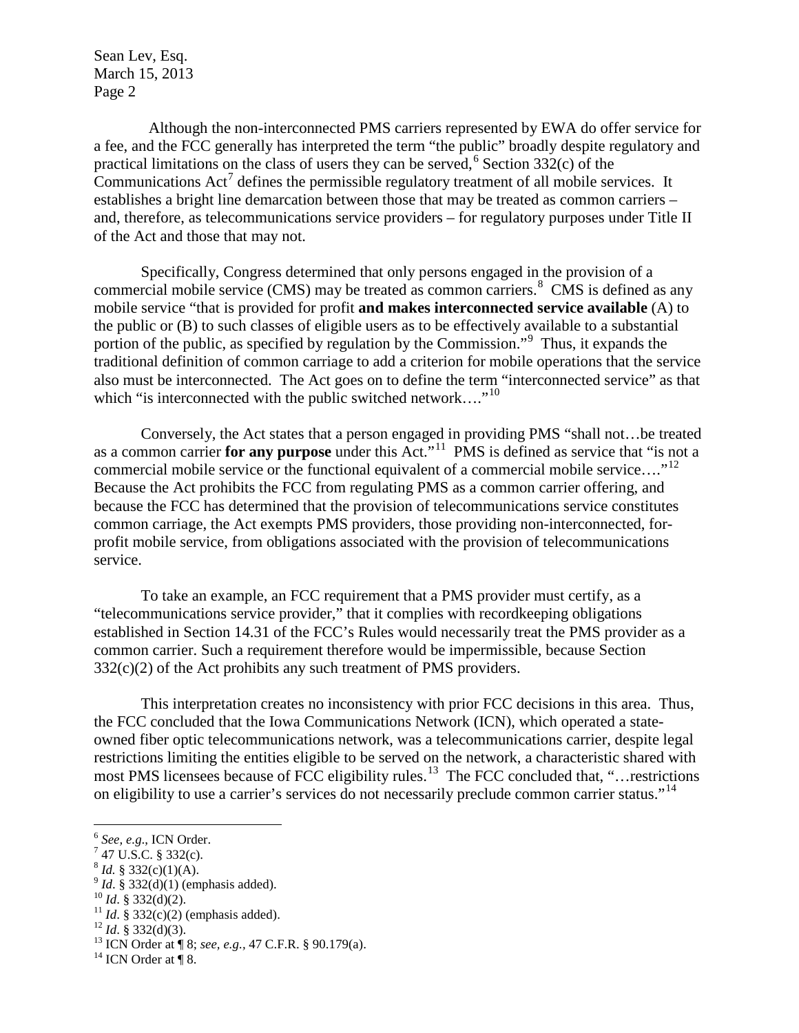Although the non-interconnected PMS carriers represented by EWA do offer service for a fee, and the FCC generally has interpreted the term "the public" broadly despite regulatory and practical limitations on the class of users they can be served,[6] Section 332(c) of the Communications Act[7] defines the permissible regulatory treatment of all mobile services. It establishes a bright line demarcation between those that may be treated as common carriers – and, therefore, as telecommunications service providers – for regulatory purposes under Title II of the Act and those that may not.

Specifically, Congress determined that only persons engaged in the provision of a commercial mobile service (CMS) may be treated as common carriers.[8] CMS is defined as any mobile service "that is provided for profit **and makes interconnected service available** (A) to the public or (B) to such classes of eligible users as to be effectively available to a substantial portion of the public, as specified by regulation by the Commission."[9] Thus, it expands the traditional definition of common carriage to add a criterion for mobile operations that the service also must be interconnected. The Act goes on to define the term "interconnected service" as that which "is interconnected with the public switched network…."[10]

Conversely, the Act states that a person engaged in providing PMS "shall not…be treated as a common carrier **for any purpose** under this Act."[11] PMS is defined as service that "is not a commercial mobile service or the functional equivalent of a commercial mobile service…."[12] Because the Act prohibits the FCC from regulating PMS as a common carrier offering, and because the FCC has determined that the provision of telecommunications service constitutes common carriage, the Act exempts PMS providers, those providing non-interconnected, for-profit mobile service, from obligations associated with the provision of telecommunications service.

To take an example, an FCC requirement that a PMS provider must certify, as a "telecommunications service provider," that it complies with recordkeeping obligations established in Section 14.31 of the FCC's Rules would necessarily treat the PMS provider as a common carrier. Such a requirement therefore would be impermissible, because Section 332(c)(2) of the Act prohibits any such treatment of PMS providers.

This interpretation creates no inconsistency with prior FCC decisions in this area. Thus, the FCC concluded that the Iowa Communications Network (ICN), which operated a state-owned fiber optic telecommunications network, was a telecommunications carrier, despite legal restrictions limiting the entities eligible to be served on the network, a characteristic shared with most PMS licensees because of FCC eligibility rules.[13] The FCC concluded that, "…restrictions on eligibility to use a carrier's services do not necessarily preclude common carrier status."[14]

---

[6] *See, e.g.*, ICN Order.
[7] 47 U.S.C. § 332(c).
[8] *Id.* § 332(c)(1)(A).
[9] *Id*. § 332(d)(1) (emphasis added).
[10] *Id*. § 332(d)(2).
[11] *Id*. § 332(c)(2) (emphasis added).
[12] *Id*. § 332(d)(3).
[13] ICN Order at ¶ 8; *see, e.g.,* 47 C.F.R. § 90.179(a).
[14] ICN Order at ¶ 8.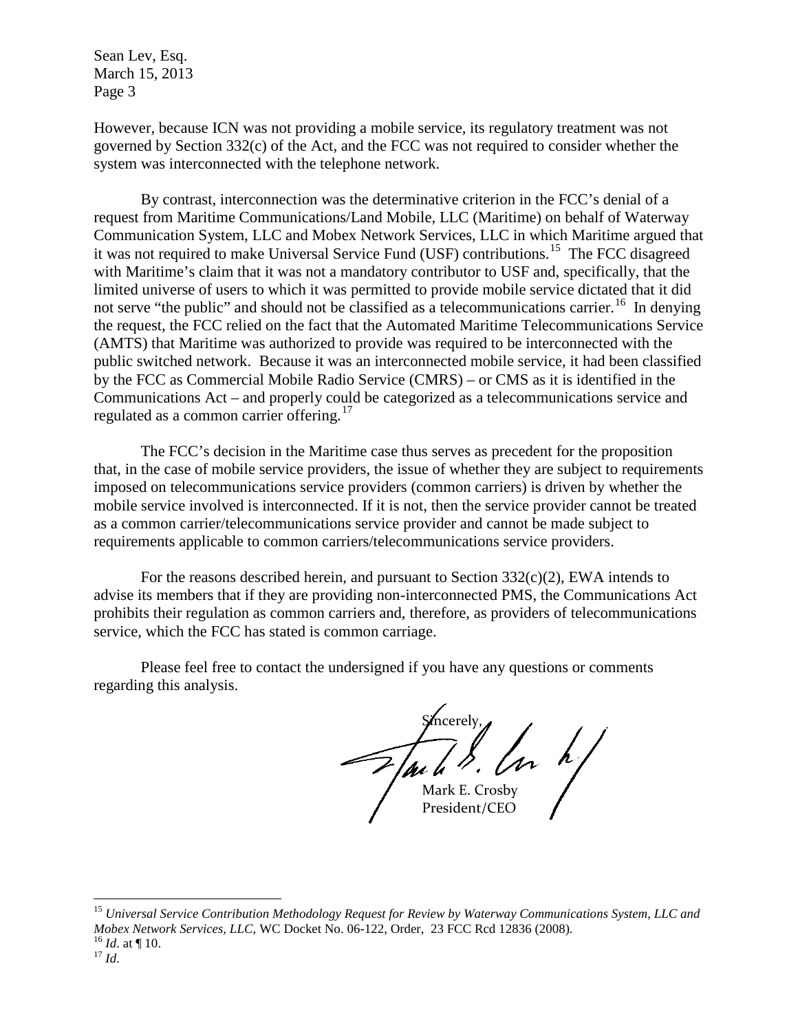However, because ICN was not providing a mobile service, its regulatory treatment was not governed by Section 332(c) of the Act, and the FCC was not required to consider whether the system was interconnected with the telephone network.

By contrast, interconnection was the determinative criterion in the FCC's denial of a request from Maritime Communications/Land Mobile, LLC (Maritime) on behalf of Waterway Communication System, LLC and Mobex Network Services, LLC in which Maritime argued that it was not required to make Universal Service Fund (USF) contributions.[15] The FCC disagreed with Maritime's claim that it was not a mandatory contributor to USF and, specifically, that the limited universe of users to which it was permitted to provide mobile service dictated that it did not serve "the public" and should not be classified as a telecommunications carrier.[16] In denying the request, the FCC relied on the fact that the Automated Maritime Telecommunications Service (AMTS) that Maritime was authorized to provide was required to be interconnected with the public switched network. Because it was an interconnected mobile service, it had been classified by the FCC as Commercial Mobile Radio Service (CMRS) – or CMS as it is identified in the Communications Act – and properly could be categorized as a telecommunications service and regulated as a common carrier offering.[17]

The FCC's decision in the Maritime case thus serves as precedent for the proposition that, in the case of mobile service providers, the issue of whether they are subject to requirements imposed on telecommunications service providers (common carriers) is driven by whether the mobile service involved is interconnected. If it is not, then the service provider cannot be treated as a common carrier/telecommunications service provider and cannot be made subject to requirements applicable to common carriers/telecommunications service providers.

For the reasons described herein, and pursuant to Section 332(c)(2), EWA intends to advise its members that if they are providing non-interconnected PMS, the Communications Act prohibits their regulation as common carriers and, therefore, as providers of telecommunications service, which the FCC has stated is common carriage.

Please feel free to contact the undersigned if you have any questions or comments regarding this analysis.

Sincerely,

Mark E. Crosby
President/CEO

---

[15] *Universal Service Contribution Methodology Request for Review by Waterway Communications System, LLC and Mobex Network Services, LLC,* WC Docket No. 06-122, Order, 23 FCC Rcd 12836 (2008).

[16] *Id*. at ¶ 10.

[17] *Id*.